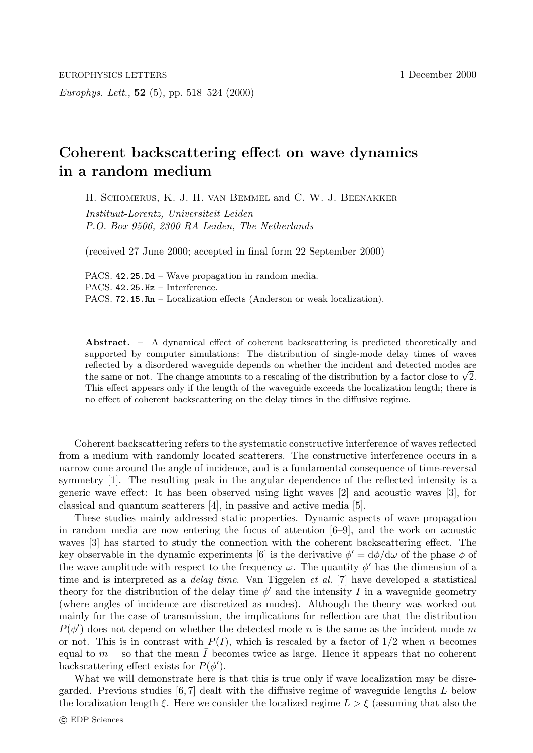EUROPHYSICS LETTERS 1 December 2000

*Europhys. Lett.*, **52** (5), pp. 518–524 (2000)

# Coherent backscattering effect on wave dynamics in a random medium

H. Schomerus, K. J. H. van Bemmel and C. W. J. Beenakker

*Instituut-Lorentz, Universiteit Leiden*
*P.O. Box 9506, 2300 RA Leiden, The Netherlands*

(received 27 June 2000; accepted in final form 22 September 2000)

PACS. 42.25.Dd – Wave propagation in random media.
PACS. 42.25.Hz – Interference.
PACS. 72.15.Rn – Localization effects (Anderson or weak localization).

**Abstract.** – A dynamical effect of coherent backscattering is predicted theoretically and supported by computer simulations: The distribution of single-mode delay times of waves reflected by a disordered waveguide depends on whether the incident and detected modes are the same or not. The change amounts to a rescaling of the distribution by a factor close to $\sqrt{2}$. This effect appears only if the length of the waveguide exceeds the localization length; there is no effect of coherent backscattering on the delay times in the diffusive regime.

Coherent backscattering refers to the systematic constructive interference of waves reflected from a medium with randomly located scatterers. The constructive interference occurs in a narrow cone around the angle of incidence, and is a fundamental consequence of time-reversal symmetry [1]. The resulting peak in the angular dependence of the reflected intensity is a generic wave effect: It has been observed using light waves [2] and acoustic waves [3], for classical and quantum scatterers [4], in passive and active media [5].

These studies mainly addressed static properties. Dynamic aspects of wave propagation in random media are now entering the focus of attention [6–9], and the work on acoustic waves [3] has started to study the connection with the coherent backscattering effect. The key observable in the dynamic experiments [6] is the derivative $\phi' = \mathrm{d}\phi/\mathrm{d}\omega$ of the phase $\phi$ of the wave amplitude with respect to the frequency $\omega$. The quantity $\phi'$ has the dimension of a time and is interpreted as a *delay time*. Van Tiggelen *et al.* [7] have developed a statistical theory for the distribution of the delay time $\phi'$ and the intensity $I$ in a waveguide geometry (where angles of incidence are discretized as modes). Although the theory was worked out mainly for the case of transmission, the implications for reflection are that the distribution $P(\phi')$ does not depend on whether the detected mode $n$ is the same as the incident mode $m$ or not. This is in contrast with $P(I)$, which is rescaled by a factor of $1/2$ when $n$ becomes equal to $m$ —so that the mean $\bar{I}$ becomes twice as large. Hence it appears that no coherent backscattering effect exists for $P(\phi')$.

What we will demonstrate here is that this is true only if wave localization may be disregarded. Previous studies [6, 7] dealt with the diffusive regime of waveguide lengths $L$ below the localization length $\xi$. Here we consider the localized regime $L > \xi$ (assuming that also the

© EDP Sciences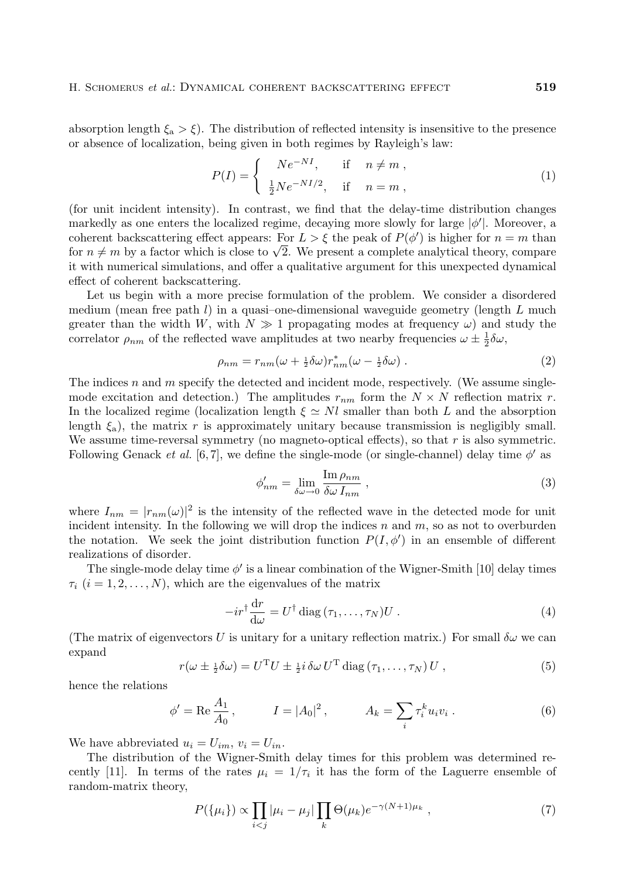absorption length $\xi_a > \xi$). The distribution of reflected intensity is insensitive to the presence or absence of localization, being given in both regimes by Rayleigh's law:

$$P(I) = \begin{cases} Ne^{-NI}, & \text{if} \quad n \neq m \,, \\ \frac{1}{2}Ne^{-NI/2}, & \text{if} \quad n = m \,, \end{cases} \tag{1}$$

(for unit incident intensity). In contrast, we find that the delay-time distribution changes markedly as one enters the localized regime, decaying more slowly for large $|\phi'|$. Moreover, a coherent backscattering effect appears: For $L > \xi$ the peak of $P(\phi')$ is higher for $n = m$ than for $n \neq m$ by a factor which is close to $\sqrt{2}$. We present a complete analytical theory, compare it with numerical simulations, and offer a qualitative argument for this unexpected dynamical effect of coherent backscattering.

Let us begin with a more precise formulation of the problem. We consider a disordered medium (mean free path $l$) in a quasi–one-dimensional waveguide geometry (length $L$ much greater than the width $W$, with $N \gg 1$ propagating modes at frequency $\omega$) and study the correlator $\rho_{nm}$ of the reflected wave amplitudes at two nearby frequencies $\omega \pm \frac{1}{2}\delta\omega$,

$$\rho_{nm} = r_{nm}(\omega + \tfrac{1}{2}\delta\omega) r^*_{nm}(\omega - \tfrac{1}{2}\delta\omega) \,. \tag{2}$$

The indices $n$ and $m$ specify the detected and incident mode, respectively. (We assume single-mode excitation and detection.) The amplitudes $r_{nm}$ form the $N \times N$ reflection matrix $r$. In the localized regime (localization length $\xi \simeq Nl$ smaller than both $L$ and the absorption length $\xi_a$), the matrix $r$ is approximately unitary because transmission is negligibly small. We assume time-reversal symmetry (no magneto-optical effects), so that $r$ is also symmetric. Following Genack *et al.* [6, 7], we define the single-mode (or single-channel) delay time $\phi'$ as

$$\phi'_{nm} = \lim_{\delta\omega \to 0} \frac{\operatorname{Im} \rho_{nm}}{\delta\omega \, I_{nm}} \,, \tag{3}$$

where $I_{nm} = |r_{nm}(\omega)|^2$ is the intensity of the reflected wave in the detected mode for unit incident intensity. In the following we will drop the indices $n$ and $m$, so as not to overburden the notation. We seek the joint distribution function $P(I, \phi')$ in an ensemble of different realizations of disorder.

The single-mode delay time $\phi'$ is a linear combination of the Wigner-Smith [10] delay times $\tau_i$ ($i = 1, 2, \ldots, N$), which are the eigenvalues of the matrix

$$-ir^\dagger \frac{\mathrm{d}r}{\mathrm{d}\omega} = U^\dagger \operatorname{diag}(\tau_1, \ldots, \tau_N) U \,. \tag{4}$$

(The matrix of eigenvectors $U$ is unitary for a unitary reflection matrix.) For small $\delta\omega$ we can expand

$$r(\omega \pm \tfrac{1}{2}\delta\omega) = U^\mathrm{T} U \pm \tfrac{1}{2} i \, \delta\omega \, U^\mathrm{T} \operatorname{diag}(\tau_1, \ldots, \tau_N) \, U \,, \tag{5}$$

hence the relations

$$\phi' = \operatorname{Re} \frac{A_1}{A_0} \,, \qquad I = |A_0|^2 \,, \qquad A_k = \sum_i \tau_i^k u_i v_i \,. \tag{6}$$

We have abbreviated $u_i = U_{im}$, $v_i = U_{in}$.

The distribution of the Wigner-Smith delay times for this problem was determined recently [11]. In terms of the rates $\mu_i = 1/\tau_i$ it has the form of the Laguerre ensemble of random-matrix theory,

$$P(\{\mu_i\}) \propto \prod_{i<j} |\mu_i - \mu_j| \prod_k \Theta(\mu_k) e^{-\gamma(N+1)\mu_k} \,, \tag{7}$$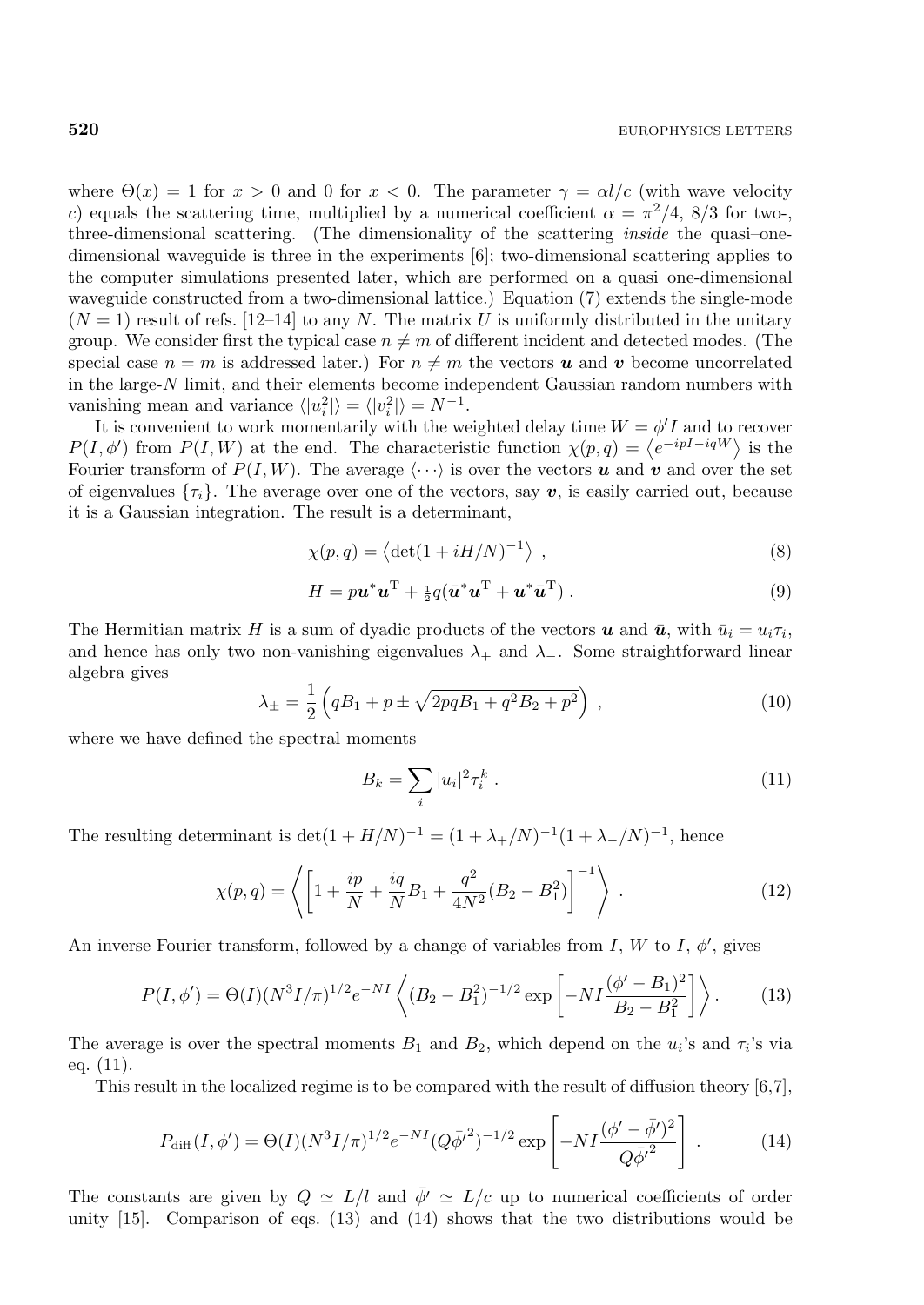where $\Theta(x) = 1$ for $x > 0$ and 0 for $x < 0$. The parameter $\gamma = \alpha l/c$ (with wave velocity $c$) equals the scattering time, multiplied by a numerical coefficient $\alpha = \pi^2/4$, $8/3$ for two-, three-dimensional scattering. (The dimensionality of the scattering *inside* the quasi–one-dimensional waveguide is three in the experiments [6]; two-dimensional scattering applies to the computer simulations presented later, which are performed on a quasi–one-dimensional waveguide constructed from a two-dimensional lattice.) Equation (7) extends the single-mode ($N = 1$) result of refs. [12–14] to any $N$. The matrix $U$ is uniformly distributed in the unitary group. We consider first the typical case $n \neq m$ of different incident and detected modes. (The special case $n = m$ is addressed later.) For $n \neq m$ the vectors $\boldsymbol{u}$ and $\boldsymbol{v}$ become uncorrelated in the large-$N$ limit, and their elements become independent Gaussian random numbers with vanishing mean and variance $\langle |u_i^2| \rangle = \langle |v_i^2| \rangle = N^{-1}$.

It is convenient to work momentarily with the weighted delay time $W = \phi' I$ and to recover $P(I, \phi')$ from $P(I, W)$ at the end. The characteristic function $\chi(p, q) = \left\langle e^{-ipI - iqW} \right\rangle$ is the Fourier transform of $P(I, W)$. The average $\langle \cdots \rangle$ is over the vectors $\boldsymbol{u}$ and $\boldsymbol{v}$ and over the set of eigenvalues $\{\tau_i\}$. The average over one of the vectors, say $\boldsymbol{v}$, is easily carried out, because it is a Gaussian integration. The result is a determinant,

$$\chi(p, q) = \left\langle \det(1 + iH/N)^{-1} \right\rangle \,, \tag{8}$$

$$H = p\boldsymbol{u}^* \boldsymbol{u}^{\mathrm{T}} + \tfrac{1}{2} q (\bar{\boldsymbol{u}}^* \boldsymbol{u}^{\mathrm{T}} + \boldsymbol{u}^* \bar{\boldsymbol{u}}^{\mathrm{T}}) \,. \tag{9}$$

The Hermitian matrix $H$ is a sum of dyadic products of the vectors $\boldsymbol{u}$ and $\bar{\boldsymbol{u}}$, with $\bar{u}_i = u_i \tau_i$, and hence has only two non-vanishing eigenvalues $\lambda_+$ and $\lambda_-$. Some straightforward linear algebra gives

$$\lambda_\pm = \frac{1}{2} \left( qB_1 + p \pm \sqrt{2pqB_1 + q^2 B_2 + p^2} \right) \,, \tag{10}$$

where we have defined the spectral moments

$$B_k = \sum_i |u_i|^2 \tau_i^k \,. \tag{11}$$

The resulting determinant is $\det(1 + H/N)^{-1} = (1 + \lambda_+/N)^{-1}(1 + \lambda_-/N)^{-1}$, hence

$$\chi(p, q) = \left\langle \left[ 1 + \frac{ip}{N} + \frac{iq}{N} B_1 + \frac{q^2}{4N^2}(B_2 - B_1^2) \right]^{-1} \right\rangle \,. \tag{12}$$

An inverse Fourier transform, followed by a change of variables from $I$, $W$ to $I$, $\phi'$, gives

$$P(I, \phi') = \Theta(I)(N^3 I/\pi)^{1/2} e^{-NI} \left\langle (B_2 - B_1^2)^{-1/2} \exp\left[ -NI \frac{(\phi' - B_1)^2}{B_2 - B_1^2} \right] \right\rangle . \tag{13}$$

The average is over the spectral moments $B_1$ and $B_2$, which depend on the $u_i$'s and $\tau_i$'s via eq. (11).

This result in the localized regime is to be compared with the result of diffusion theory [6,7],

$$P_{\mathrm{diff}}(I, \phi') = \Theta(I)(N^3 I/\pi)^{1/2} e^{-NI} (Q\bar{\phi}'^2)^{-1/2} \exp\left[ -NI \frac{(\phi' - \bar{\phi}')^2}{Q\bar{\phi}'^2} \right] \,. \tag{14}$$

The constants are given by $Q \simeq L/l$ and $\bar{\phi}' \simeq L/c$ up to numerical coefficients of order unity [15]. Comparison of eqs. (13) and (14) shows that the two distributions would be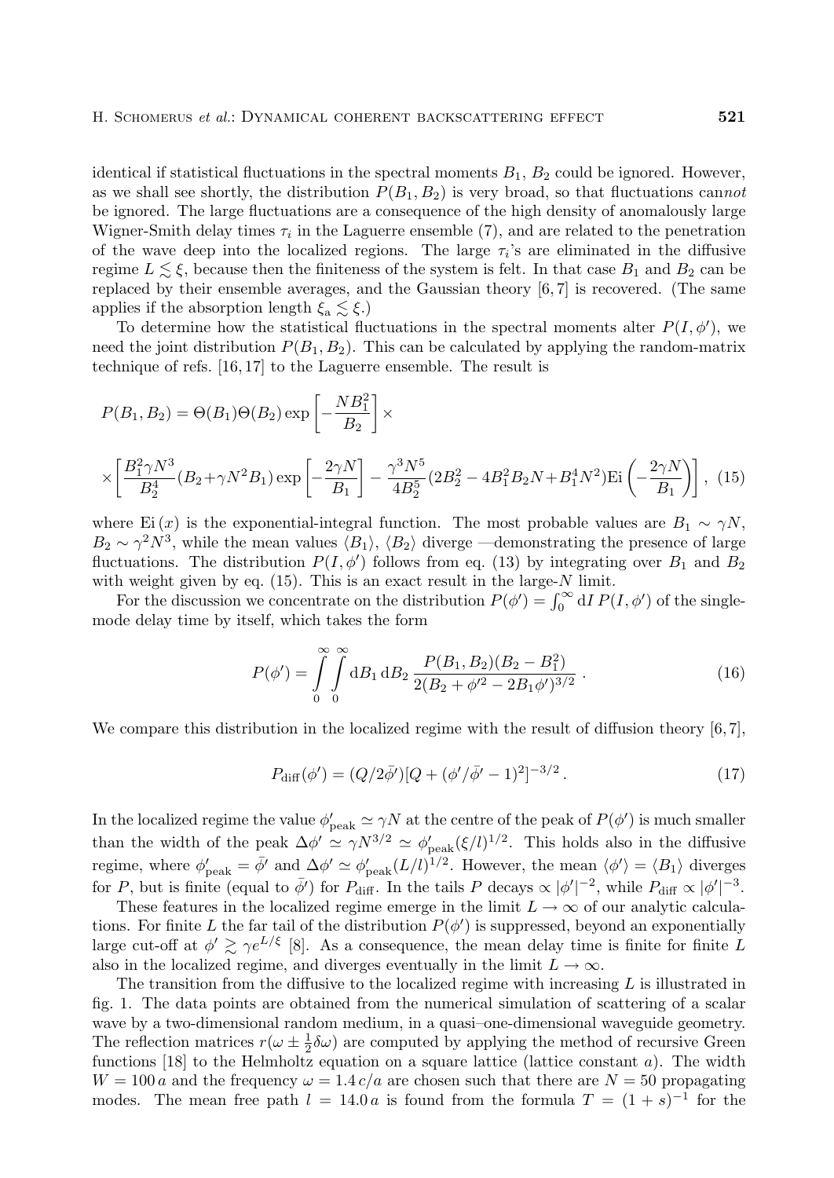identical if statistical fluctuations in the spectral moments $B_1$, $B_2$ could be ignored. However, as we shall see shortly, the distribution $P(B_1, B_2)$ is very broad, so that fluctuations can*not* be ignored. The large fluctuations are a consequence of the high density of anomalously large Wigner-Smith delay times $\tau_i$ in the Laguerre ensemble (7), and are related to the penetration of the wave deep into the localized regions. The large $\tau_i$'s are eliminated in the diffusive regime $L \lesssim \xi$, because then the finiteness of the system is felt. In that case $B_1$ and $B_2$ can be replaced by their ensemble averages, and the Gaussian theory [6, 7] is recovered. (The same applies if the absorption length $\xi_{\rm a} \lesssim \xi$.)

To determine how the statistical fluctuations in the spectral moments alter $P(I, \phi')$, we need the joint distribution $P(B_1, B_2)$. This can be calculated by applying the random-matrix technique of refs. [16, 17] to the Laguerre ensemble. The result is

$$P(B_1, B_2) = \Theta(B_1)\Theta(B_2)\exp\left[-\frac{NB_1^2}{B_2}\right] \times$$

$$\times\left[\frac{B_1^2\gamma N^3}{B_2^4}(B_2+\gamma N^2 B_1)\exp\left[-\frac{2\gamma N}{B_1}\right] - \frac{\gamma^3 N^5}{4B_2^5}(2B_2^2 - 4B_1^2 B_2 N + B_1^4 N^2)\mathrm{Ei}\left(-\frac{2\gamma N}{B_1}\right)\right], \quad (15)$$

where $\mathrm{Ei}\,(x)$ is the exponential-integral function. The most probable values are $B_1 \sim \gamma N$, $B_2 \sim \gamma^2 N^3$, while the mean values $\langle B_1 \rangle$, $\langle B_2 \rangle$ diverge —demonstrating the presence of large fluctuations. The distribution $P(I, \phi')$ follows from eq. (13) by integrating over $B_1$ and $B_2$ with weight given by eq. (15). This is an exact result in the large-$N$ limit.

For the discussion we concentrate on the distribution $P(\phi') = \int_0^\infty \mathrm{d}I\, P(I, \phi')$ of the single-mode delay time by itself, which takes the form

$$P(\phi') = \int_0^\infty\!\!\int_0^\infty \mathrm{d}B_1\, \mathrm{d}B_2\, \frac{P(B_1, B_2)(B_2 - B_1^2)}{2(B_2 + \phi'^2 - 2B_1\phi')^{3/2}}\,. \quad (16)$$

We compare this distribution in the localized regime with the result of diffusion theory [6, 7],

$$P_{\rm diff}(\phi') = (Q/2\bar{\phi}')[Q + (\phi'/\bar{\phi}' - 1)^2]^{-3/2}\,. \quad (17)$$

In the localized regime the value $\phi'_{\rm peak} \simeq \gamma N$ at the centre of the peak of $P(\phi')$ is much smaller than the width of the peak $\Delta\phi' \simeq \gamma N^{3/2} \simeq \phi'_{\rm peak}(\xi/l)^{1/2}$. This holds also in the diffusive regime, where $\phi'_{\rm peak} = \bar{\phi}'$ and $\Delta\phi' \simeq \phi'_{\rm peak}(L/l)^{1/2}$. However, the mean $\langle\phi'\rangle = \langle B_1 \rangle$ diverges for $P$, but is finite (equal to $\bar{\phi}'$) for $P_{\rm diff}$. In the tails $P$ decays $\propto |\phi'|^{-2}$, while $P_{\rm diff} \propto |\phi'|^{-3}$.

These features in the localized regime emerge in the limit $L \to \infty$ of our analytic calculations. For finite $L$ the far tail of the distribution $P(\phi')$ is suppressed, beyond an exponentially large cut-off at $\phi' \gtrsim \gamma e^{L/\xi}$ [8]. As a consequence, the mean delay time is finite for finite $L$ also in the localized regime, and diverges eventually in the limit $L \to \infty$.

The transition from the diffusive to the localized regime with increasing $L$ is illustrated in fig. 1. The data points are obtained from the numerical simulation of scattering of a scalar wave by a two-dimensional random medium, in a quasi–one-dimensional waveguide geometry. The reflection matrices $r(\omega \pm \frac{1}{2}\delta\omega)$ are computed by applying the method of recursive Green functions [18] to the Helmholtz equation on a square lattice (lattice constant $a$). The width $W = 100\,a$ and the frequency $\omega = 1.4\,c/a$ are chosen such that there are $N = 50$ propagating modes. The mean free path $l = 14.0\,a$ is found from the formula $T = (1 + s)^{-1}$ for the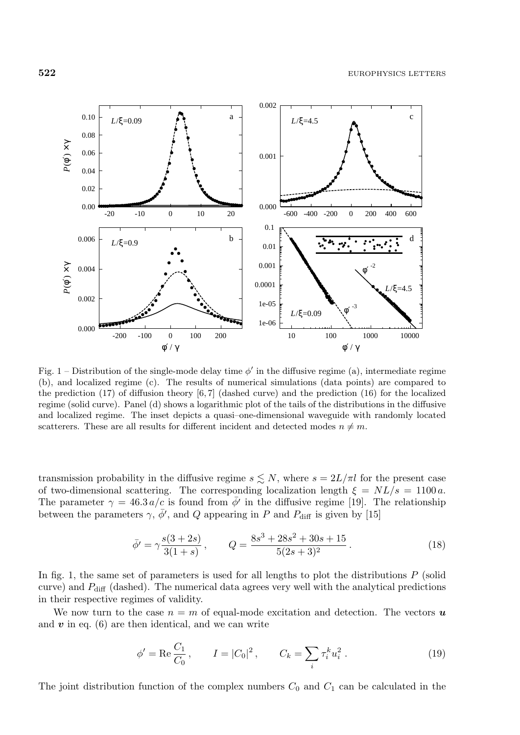Fig. 1 – Distribution of the single-mode delay time $\phi'$ in the diffusive regime (a), intermediate regime (b), and localized regime (c). The results of numerical simulations (data points) are compared to the prediction (17) of diffusion theory [6, 7] (dashed curve) and the prediction (16) for the localized regime (solid curve). Panel (d) shows a logarithmic plot of the tails of the distributions in the diffusive and localized regime. The inset depicts a quasi–one-dimensional waveguide with randomly located scatterers. These are all results for different incident and detected modes $n \neq m$.

transmission probability in the diffusive regime $s \lesssim N$, where $s = 2L/\pi l$ for the present case of two-dimensional scattering. The corresponding localization length $\xi = NL/s = 1100\, a$. The parameter $\gamma = 46.3\, a/c$ is found from $\bar{\phi}'$ in the diffusive regime [19]. The relationship between the parameters $\gamma$, $\bar{\phi}'$, and $Q$ appearing in $P$ and $P_{\rm diff}$ is given by [15]

$$\bar{\phi}' = \gamma \frac{s(3+2s)}{3(1+s)}, \qquad Q = \frac{8s^3 + 28s^2 + 30s + 15}{5(2s+3)^2}. \tag{18}$$

In fig. 1, the same set of parameters is used for all lengths to plot the distributions $P$ (solid curve) and $P_{\rm diff}$ (dashed). The numerical data agrees very well with the analytical predictions in their respective regimes of validity.

We now turn to the case $n = m$ of equal-mode excitation and detection. The vectors $\boldsymbol{u}$ and $\boldsymbol{v}$ in eq. (6) are then identical, and we can write

$$\phi' = {\rm Re}\, \frac{C_1}{C_0}, \qquad I = |C_0|^2, \qquad C_k = \sum_i \tau_i^k u_i^2. \tag{19}$$

The joint distribution function of the complex numbers $C_0$ and $C_1$ can be calculated in the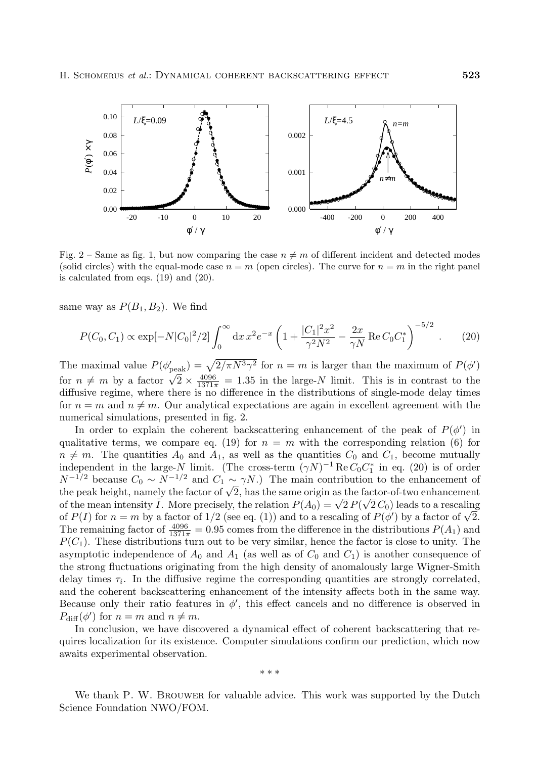Fig. 2 – Same as fig. 1, but now comparing the case $n \neq m$ of different incident and detected modes (solid circles) with the equal-mode case $n = m$ (open circles). The curve for $n = m$ in the right panel is calculated from eqs. (19) and (20).

same way as $P(B_1, B_2)$. We find

$$P(C_0, C_1) \propto \exp[-N|C_0|^2/2] \int_0^\infty \mathrm{d}x\, x^2 e^{-x} \left(1 + \frac{|C_1|^2 x^2}{\gamma^2 N^2} - \frac{2x}{\gamma N} \operatorname{Re} C_0 C_1^*\right)^{-5/2} . \tag{20}$$

The maximal value $P(\phi'_{\rm peak}) = \sqrt{2/\pi N^3 \gamma^2}$ for $n = m$ is larger than the maximum of $P(\phi')$ for $n \neq m$ by a factor $\sqrt{2} \times \frac{4096}{1371\pi} = 1.35$ in the large-$N$ limit. This is in contrast to the diffusive regime, where there is no difference in the distributions of single-mode delay times for $n = m$ and $n \neq m$. Our analytical expectations are again in excellent agreement with the numerical simulations, presented in fig. 2.

In order to explain the coherent backscattering enhancement of the peak of $P(\phi')$ in qualitative terms, we compare eq. (19) for $n = m$ with the corresponding relation (6) for $n \neq m$. The quantities $A_0$ and $A_1$, as well as the quantities $C_0$ and $C_1$, become mutually independent in the large-$N$ limit. (The cross-term $(\gamma N)^{-1} \operatorname{Re} C_0 C_1^*$ in eq. (20) is of order $N^{-1/2}$ because $C_0 \sim N^{-1/2}$ and $C_1 \sim \gamma N$.) The main contribution to the enhancement of the peak height, namely the factor of $\sqrt{2}$, has the same origin as the factor-of-two enhancement of the mean intensity $\bar{I}$. More precisely, the relation $P(A_0) = \sqrt{2}\, P(\sqrt{2}\, C_0)$ leads to a rescaling of $P(I)$ for $n = m$ by a factor of $1/2$ (see eq. (1)) and to a rescaling of $P(\phi')$ by a factor of $\sqrt{2}$. The remaining factor of $\frac{4096}{1371\pi} = 0.95$ comes from the difference in the distributions $P(A_1)$ and $P(C_1)$. These distributions turn out to be very similar, hence the factor is close to unity. The asymptotic independence of $A_0$ and $A_1$ (as well as of $C_0$ and $C_1$) is another consequence of the strong fluctuations originating from the high density of anomalously large Wigner-Smith delay times $\tau_i$. In the diffusive regime the corresponding quantities are strongly correlated, and the coherent backscattering enhancement of the intensity affects both in the same way. Because only their ratio features in $\phi'$, this effect cancels and no difference is observed in $P_{\rm diff}(\phi')$ for $n = m$ and $n \neq m$.

In conclusion, we have discovered a dynamical effect of coherent backscattering that requires localization for its existence. Computer simulations confirm our prediction, which now awaits experimental observation.

\* \* \*

We thank P. W. Brouwer for valuable advice. This work was supported by the Dutch Science Foundation NWO/FOM.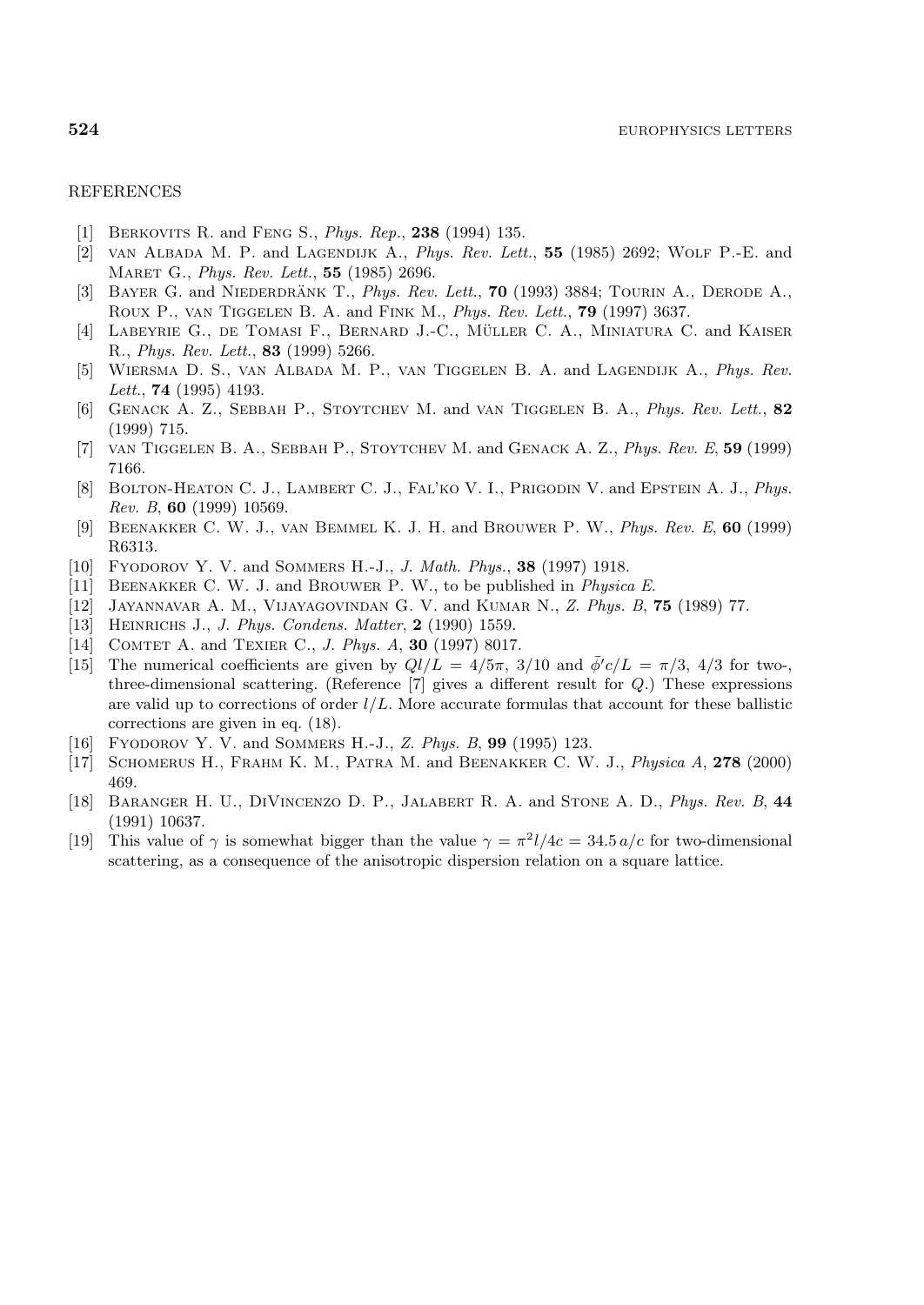## REFERENCES

[1] Berkovits R. and Feng S., *Phys. Rep.*, **238** (1994) 135.

[2] van Albada M. P. and Lagendijk A., *Phys. Rev. Lett.*, **55** (1985) 2692; Wolf P.-E. and Maret G., *Phys. Rev. Lett.*, **55** (1985) 2696.

[3] Bayer G. and Niederdränk T., *Phys. Rev. Lett.*, **70** (1993) 3884; Tourin A., Derode A., Roux P., van Tiggelen B. A. and Fink M., *Phys. Rev. Lett.*, **79** (1997) 3637.

[4] Labeyrie G., de Tomasi F., Bernard J.-C., Müller C. A., Miniatura C. and Kaiser R., *Phys. Rev. Lett.*, **83** (1999) 5266.

[5] Wiersma D. S., van Albada M. P., van Tiggelen B. A. and Lagendijk A., *Phys. Rev. Lett.*, **74** (1995) 4193.

[6] Genack A. Z., Sebbah P., Stoytchev M. and van Tiggelen B. A., *Phys. Rev. Lett.*, **82** (1999) 715.

[7] van Tiggelen B. A., Sebbah P., Stoytchev M. and Genack A. Z., *Phys. Rev. E*, **59** (1999) 7166.

[8] Bolton-Heaton C. J., Lambert C. J., Fal'ko V. I., Prigodin V. and Epstein A. J., *Phys. Rev. B*, **60** (1999) 10569.

[9] Beenakker C. W. J., van Bemmel K. J. H. and Brouwer P. W., *Phys. Rev. E*, **60** (1999) R6313.

[10] Fyodorov Y. V. and Sommers H.-J., *J. Math. Phys.*, **38** (1997) 1918.

[11] Beenakker C. W. J. and Brouwer P. W., to be published in *Physica E.*

[12] Jayannavar A. M., Vijayagovindan G. V. and Kumar N., *Z. Phys. B*, **75** (1989) 77.

[13] Heinrichs J., *J. Phys. Condens. Matter*, **2** (1990) 1559.

[14] Comtet A. and Texier C., *J. Phys. A*, **30** (1997) 8017.

[15] The numerical coefficients are given by $Ql/L = 4/5\pi$, $3/10$ and $\bar{\phi}'c/L = \pi/3$, $4/3$ for two-, three-dimensional scattering. (Reference [7] gives a different result for $Q$.) These expressions are valid up to corrections of order $l/L$. More accurate formulas that account for these ballistic corrections are given in eq. (18).

[16] Fyodorov Y. V. and Sommers H.-J., *Z. Phys. B*, **99** (1995) 123.

[17] Schomerus H., Frahm K. M., Patra M. and Beenakker C. W. J., *Physica A*, **278** (2000) 469.

[18] Baranger H. U., DiVincenzo D. P., Jalabert R. A. and Stone A. D., *Phys. Rev. B*, **44** (1991) 10637.

[19] This value of $\gamma$ is somewhat bigger than the value $\gamma = \pi^2 l/4c = 34.5\,a/c$ for two-dimensional scattering, as a consequence of the anisotropic dispersion relation on a square lattice.